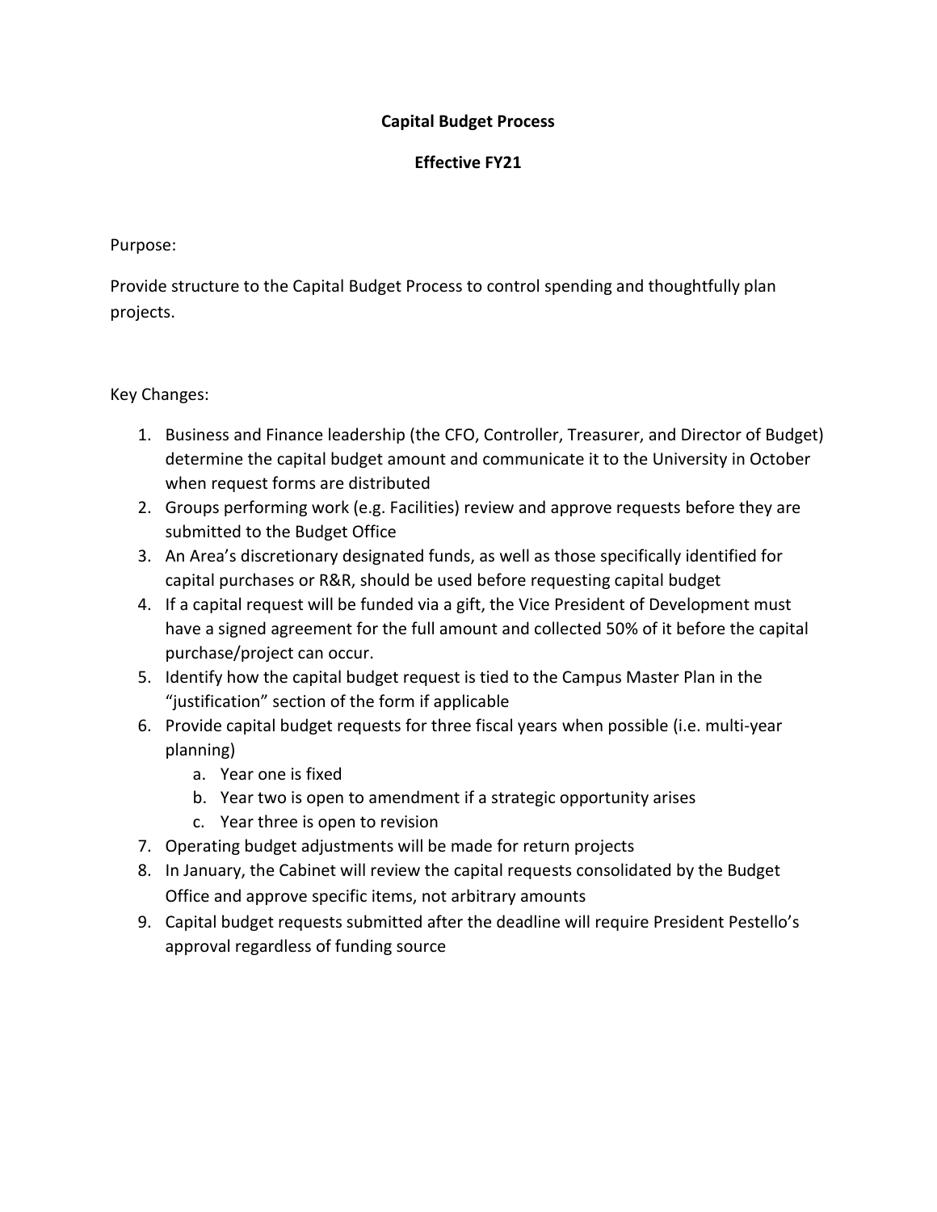# Capital Budget Process

## Effective FY21

Purpose:

Provide structure to the Capital Budget Process to control spending and thoughtfully plan projects.

Key Changes:

1. Business and Finance leadership (the CFO, Controller, Treasurer, and Director of Budget) determine the capital budget amount and communicate it to the University in October when request forms are distributed
2. Groups performing work (e.g. Facilities) review and approve requests before they are submitted to the Budget Office
3. An Area's discretionary designated funds, as well as those specifically identified for capital purchases or R&R, should be used before requesting capital budget
4. If a capital request will be funded via a gift, the Vice President of Development must have a signed agreement for the full amount and collected 50% of it before the capital purchase/project can occur.
5. Identify how the capital budget request is tied to the Campus Master Plan in the "justification" section of the form if applicable
6. Provide capital budget requests for three fiscal years when possible (i.e. multi-year planning)
   a. Year one is fixed
   b. Year two is open to amendment if a strategic opportunity arises
   c. Year three is open to revision
7. Operating budget adjustments will be made for return projects
8. In January, the Cabinet will review the capital requests consolidated by the Budget Office and approve specific items, not arbitrary amounts
9. Capital budget requests submitted after the deadline will require President Pestello's approval regardless of funding source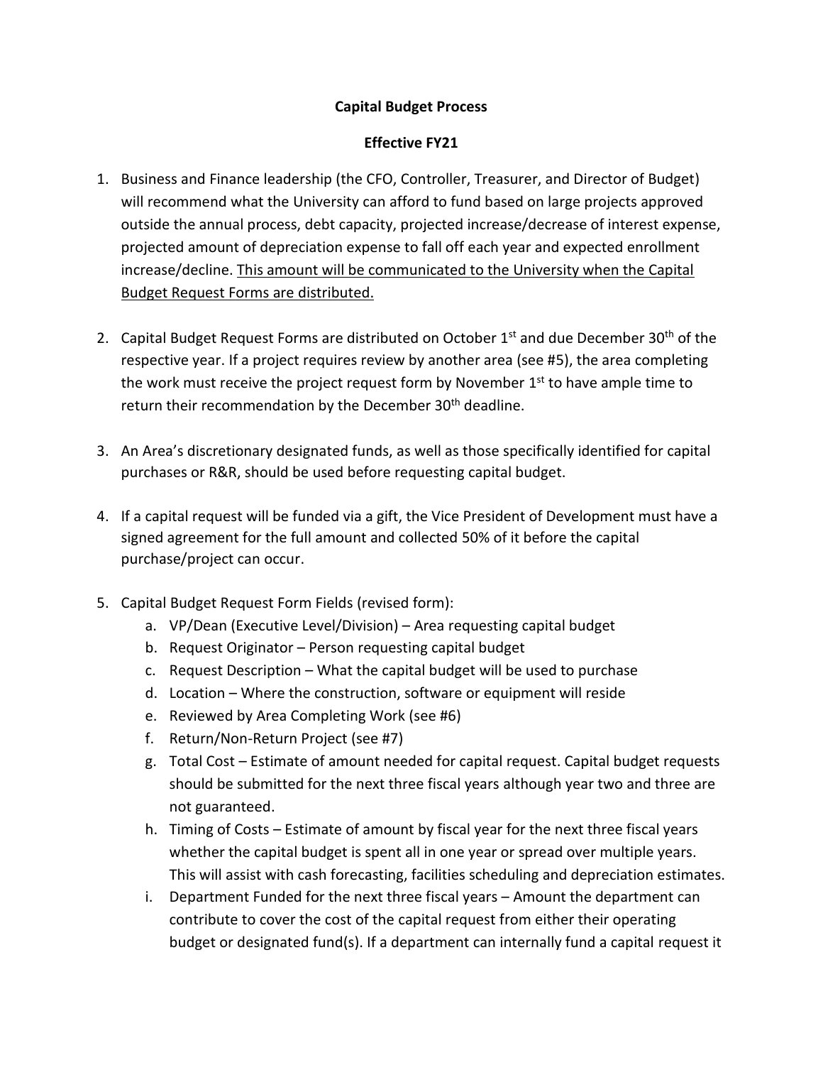**Capital Budget Process**

**Effective FY21**

1. Business and Finance leadership (the CFO, Controller, Treasurer, and Director of Budget) will recommend what the University can afford to fund based on large projects approved outside the annual process, debt capacity, projected increase/decrease of interest expense, projected amount of depreciation expense to fall off each year and expected enrollment increase/decline. <u>This amount will be communicated to the University when the Capital Budget Request Forms are distributed.</u>

2. Capital Budget Request Forms are distributed on October 1st and due December 30th of the respective year. If a project requires review by another area (see #5), the area completing the work must receive the project request form by November 1st to have ample time to return their recommendation by the December 30th deadline.

3. An Area's discretionary designated funds, as well as those specifically identified for capital purchases or R&R, should be used before requesting capital budget.

4. If a capital request will be funded via a gift, the Vice President of Development must have a signed agreement for the full amount and collected 50% of it before the capital purchase/project can occur.

5. Capital Budget Request Form Fields (revised form):
   a. VP/Dean (Executive Level/Division) – Area requesting capital budget
   b. Request Originator – Person requesting capital budget
   c. Request Description – What the capital budget will be used to purchase
   d. Location – Where the construction, software or equipment will reside
   e. Reviewed by Area Completing Work (see #6)
   f. Return/Non-Return Project (see #7)
   g. Total Cost – Estimate of amount needed for capital request. Capital budget requests should be submitted for the next three fiscal years although year two and three are not guaranteed.
   h. Timing of Costs – Estimate of amount by fiscal year for the next three fiscal years whether the capital budget is spent all in one year or spread over multiple years. This will assist with cash forecasting, facilities scheduling and depreciation estimates.
   i. Department Funded for the next three fiscal years – Amount the department can contribute to cover the cost of the capital request from either their operating budget or designated fund(s). If a department can internally fund a capital request it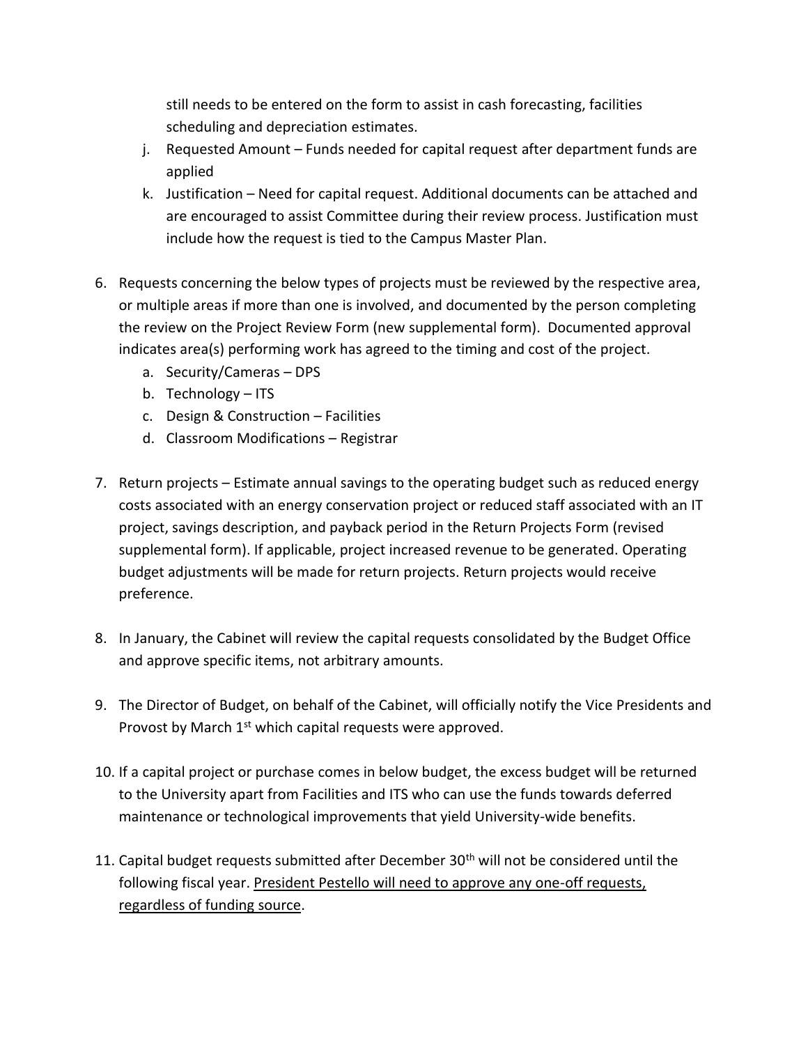still needs to be entered on the form to assist in cash forecasting, facilities scheduling and depreciation estimates.

j. Requested Amount – Funds needed for capital request after department funds are applied
k. Justification – Need for capital request. Additional documents can be attached and are encouraged to assist Committee during their review process. Justification must include how the request is tied to the Campus Master Plan.

6. Requests concerning the below types of projects must be reviewed by the respective area, or multiple areas if more than one is involved, and documented by the person completing the review on the Project Review Form (new supplemental form). Documented approval indicates area(s) performing work has agreed to the timing and cost of the project.
   a. Security/Cameras – DPS
   b. Technology – ITS
   c. Design & Construction – Facilities
   d. Classroom Modifications – Registrar

7. Return projects – Estimate annual savings to the operating budget such as reduced energy costs associated with an energy conservation project or reduced staff associated with an IT project, savings description, and payback period in the Return Projects Form (revised supplemental form). If applicable, project increased revenue to be generated. Operating budget adjustments will be made for return projects. Return projects would receive preference.

8. In January, the Cabinet will review the capital requests consolidated by the Budget Office and approve specific items, not arbitrary amounts.

9. The Director of Budget, on behalf of the Cabinet, will officially notify the Vice Presidents and Provost by March 1st which capital requests were approved.

10. If a capital project or purchase comes in below budget, the excess budget will be returned to the University apart from Facilities and ITS who can use the funds towards deferred maintenance or technological improvements that yield University-wide benefits.

11. Capital budget requests submitted after December 30th will not be considered until the following fiscal year. <u>President Pestello will need to approve any one-off requests, regardless of funding source</u>.